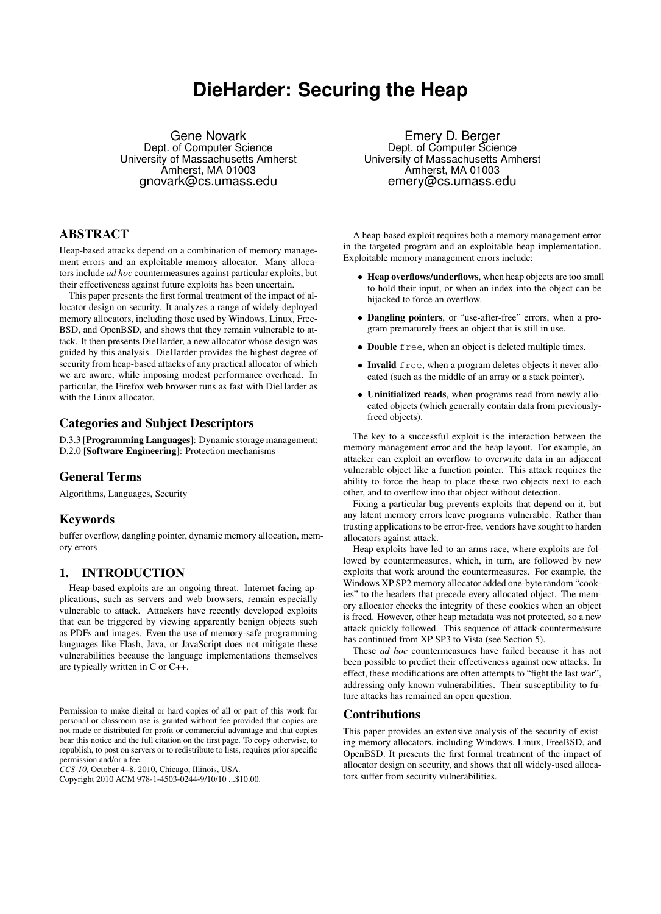# DieHarder: Securing the Heap

Gene Novark
Dept. of Computer Science
University of Massachusetts Amherst
Amherst, MA 01003
gnovark@cs.umass.edu

Emery D. Berger
Dept. of Computer Science
University of Massachusetts Amherst
Amherst, MA 01003
emery@cs.umass.edu

## ABSTRACT

Heap-based attacks depend on a combination of memory management errors and an exploitable memory allocator. Many allocators include *ad hoc* countermeasures against particular exploits, but their effectiveness against future exploits has been uncertain.

This paper presents the first formal treatment of the impact of allocator design on security. It analyzes a range of widely-deployed memory allocators, including those used by Windows, Linux, FreeBSD, and OpenBSD, and shows that they remain vulnerable to attack. It then presents DieHarder, a new allocator whose design was guided by this analysis. DieHarder provides the highest degree of security from heap-based attacks of any practical allocator of which we are aware, while imposing modest performance overhead. In particular, the Firefox web browser runs as fast with DieHarder as with the Linux allocator.

## Categories and Subject Descriptors

D.3.3 [**Programming Languages**]: Dynamic storage management; D.2.0 [**Software Engineering**]: Protection mechanisms

## General Terms

Algorithms, Languages, Security

## Keywords

buffer overflow, dangling pointer, dynamic memory allocation, memory errors

## 1. INTRODUCTION

Heap-based exploits are an ongoing threat. Internet-facing applications, such as servers and web browsers, remain especially vulnerable to attack. Attackers have recently developed exploits that can be triggered by viewing apparently benign objects such as PDFs and images. Even the use of memory-safe programming languages like Flash, Java, or JavaScript does not mitigate these vulnerabilities because the language implementations themselves are typically written in C or C++.

Permission to make digital or hard copies of all or part of this work for personal or classroom use is granted without fee provided that copies are not made or distributed for profit or commercial advantage and that copies bear this notice and the full citation on the first page. To copy otherwise, to republish, to post on servers or to redistribute to lists, requires prior specific permission and/or a fee.
*CCS'10,* October 4–8, 2010, Chicago, Illinois, USA.
Copyright 2010 ACM 978-1-4503-0244-9/10/10 ...$10.00.

A heap-based exploit requires both a memory management error in the targeted program and an exploitable heap implementation. Exploitable memory management errors include:

- **Heap overflows/underflows**, when heap objects are too small to hold their input, or when an index into the object can be hijacked to force an overflow.
- **Dangling pointers**, or "use-after-free" errors, when a program prematurely frees an object that is still in use.
- **Double** `free`, when an object is deleted multiple times.
- **Invalid** `free`, when a program deletes objects it never allocated (such as the middle of an array or a stack pointer).
- **Uninitialized reads**, when programs read from newly allocated objects (which generally contain data from previously-freed objects).

The key to a successful exploit is the interaction between the memory management error and the heap layout. For example, an attacker can exploit an overflow to overwrite data in an adjacent vulnerable object like a function pointer. This attack requires the ability to force the heap to place these two objects next to each other, and to overflow into that object without detection.

Fixing a particular bug prevents exploits that depend on it, but any latent memory errors leave programs vulnerable. Rather than trusting applications to be error-free, vendors have sought to harden allocators against attack.

Heap exploits have led to an arms race, where exploits are followed by countermeasures, which, in turn, are followed by new exploits that work around the countermeasures. For example, the Windows XP SP2 memory allocator added one-byte random "cookies" to the headers that precede every allocated object. The memory allocator checks the integrity of these cookies when an object is freed. However, other heap metadata was not protected, so a new attack quickly followed. This sequence of attack-countermeasure has continued from XP SP3 to Vista (see Section 5).

These *ad hoc* countermeasures have failed because it has not been possible to predict their effectiveness against new attacks. In effect, these modifications are often attempts to "fight the last war", addressing only known vulnerabilities. Their susceptibility to future attacks has remained an open question.

### Contributions

This paper provides an extensive analysis of the security of existing memory allocators, including Windows, Linux, FreeBSD, and OpenBSD. It presents the first formal treatment of the impact of allocator design on security, and shows that all widely-used allocators suffer from security vulnerabilities.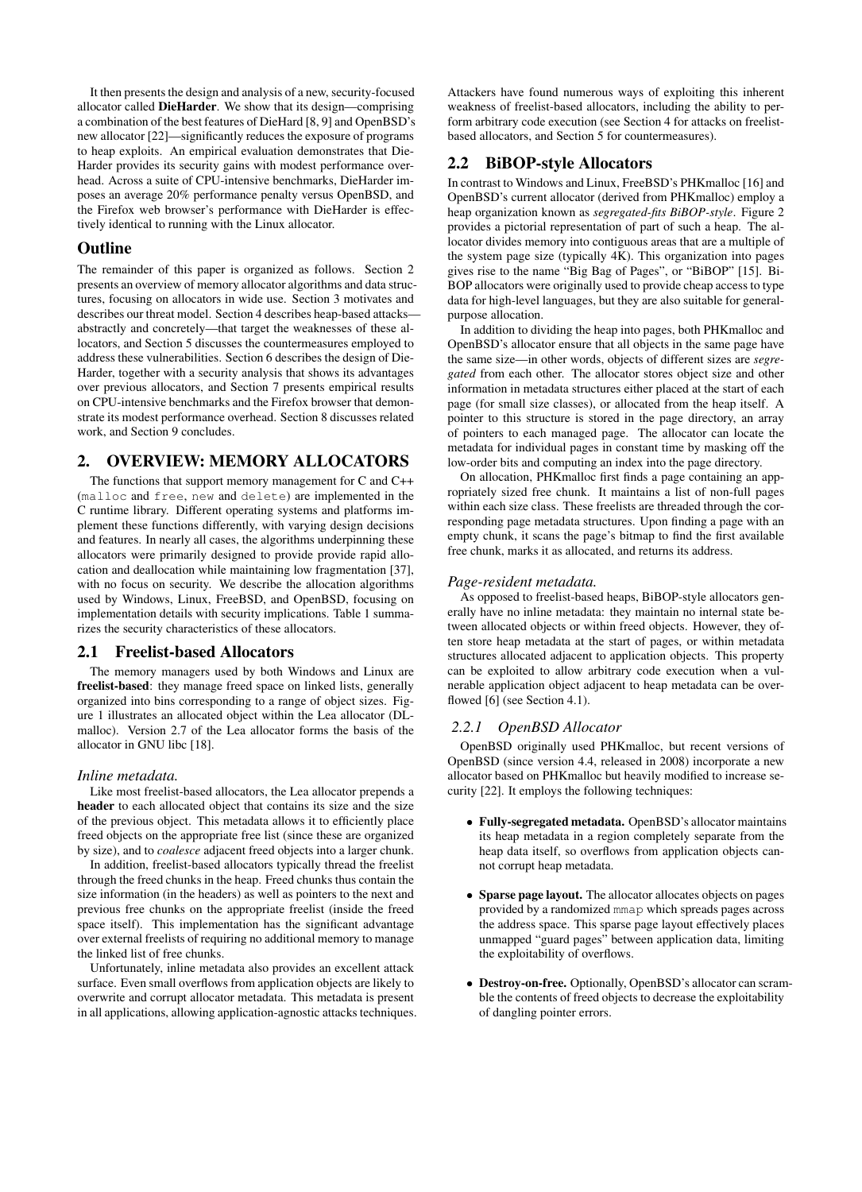It then presents the design and analysis of a new, security-focused allocator called **DieHarder**. We show that its design—comprising a combination of the best features of DieHard [8, 9] and OpenBSD's new allocator [22]—significantly reduces the exposure of programs to heap exploits. An empirical evaluation demonstrates that DieHarder provides its security gains with modest performance overhead. Across a suite of CPU-intensive benchmarks, DieHarder imposes an average 20% performance penalty versus OpenBSD, and the Firefox web browser's performance with DieHarder is effectively identical to running with the Linux allocator.

## Outline

The remainder of this paper is organized as follows. Section 2 presents an overview of memory allocator algorithms and data structures, focusing on allocators in wide use. Section 3 motivates and describes our threat model. Section 4 describes heap-based attacks—abstractly and concretely—that target the weaknesses of these allocators, and Section 5 discusses the countermeasures employed to address these vulnerabilities. Section 6 describes the design of DieHarder, together with a security analysis that shows its advantages over previous allocators, and Section 7 presents empirical results on CPU-intensive benchmarks and the Firefox browser that demonstrate its modest performance overhead. Section 8 discusses related work, and Section 9 concludes.

## 2. OVERVIEW: MEMORY ALLOCATORS

The functions that support memory management for C and C++ (`malloc` and `free`, `new` and `delete`) are implemented in the C runtime library. Different operating systems and platforms implement these functions differently, with varying design decisions and features. In nearly all cases, the algorithms underpinning these allocators were primarily designed to provide provide rapid allocation and deallocation while maintaining low fragmentation [37], with no focus on security. We describe the allocation algorithms used by Windows, Linux, FreeBSD, and OpenBSD, focusing on implementation details with security implications. Table 1 summarizes the security characteristics of these allocators.

### 2.1 Freelist-based Allocators

The memory managers used by both Windows and Linux are **freelist-based**: they manage freed space on linked lists, generally organized into bins corresponding to a range of object sizes. Figure 1 illustrates an allocated object within the Lea allocator (DLmalloc). Version 2.7 of the Lea allocator forms the basis of the allocator in GNU libc [18].

*Inline metadata.*

Like most freelist-based allocators, the Lea allocator prepends a **header** to each allocated object that contains its size and the size of the previous object. This metadata allows it to efficiently place freed objects on the appropriate free list (since these are organized by size), and to *coalesce* adjacent freed objects into a larger chunk.

In addition, freelist-based allocators typically thread the freelist through the freed chunks in the heap. Freed chunks thus contain the size information (in the headers) as well as pointers to the next and previous free chunks on the appropriate freelist (inside the freed space itself). This implementation has the significant advantage over external freelists of requiring no additional memory to manage the linked list of free chunks.

Unfortunately, inline metadata also provides an excellent attack surface. Even small overflows from application objects are likely to overwrite and corrupt allocator metadata. This metadata is present in all applications, allowing application-agnostic attacks techniques. Attackers have found numerous ways of exploiting this inherent weakness of freelist-based allocators, including the ability to perform arbitrary code execution (see Section 4 for attacks on freelist-based allocators, and Section 5 for countermeasures).

### 2.2 BiBOP-style Allocators

In contrast to Windows and Linux, FreeBSD's PHKmalloc [16] and OpenBSD's current allocator (derived from PHKmalloc) employ a heap organization known as *segregated-fits BiBOP-style*. Figure 2 provides a pictorial representation of part of such a heap. The allocator divides memory into contiguous areas that are a multiple of the system page size (typically 4K). This organization into pages gives rise to the name "Big Bag of Pages", or "BiBOP" [15]. BiBOP allocators were originally used to provide cheap access to type data for high-level languages, but they are also suitable for general-purpose allocation.

In addition to dividing the heap into pages, both PHKmalloc and OpenBSD's allocator ensure that all objects in the same page have the same size—in other words, objects of different sizes are *segregated* from each other. The allocator stores object size and other information in metadata structures either placed at the start of each page (for small size classes), or allocated from the heap itself. A pointer to this structure is stored in the page directory, an array of pointers to each managed page. The allocator can locate the metadata for individual pages in constant time by masking off the low-order bits and computing an index into the page directory.

On allocation, PHKmalloc first finds a page containing an appropriately sized free chunk. It maintains a list of non-full pages within each size class. These freelists are threaded through the corresponding page metadata structures. Upon finding a page with an empty chunk, it scans the page's bitmap to find the first available free chunk, marks it as allocated, and returns its address.

*Page-resident metadata.*

As opposed to freelist-based heaps, BiBOP-style allocators generally have no inline metadata: they maintain no internal state between allocated objects or within freed objects. However, they often store heap metadata at the start of pages, or within metadata structures allocated adjacent to application objects. This property can be exploited to allow arbitrary code execution when a vulnerable application object adjacent to heap metadata can be overflowed [6] (see Section 4.1).

#### 2.2.1 OpenBSD Allocator

OpenBSD originally used PHKmalloc, but recent versions of OpenBSD (since version 4.4, released in 2008) incorporate a new allocator based on PHKmalloc but heavily modified to increase security [22]. It employs the following techniques:

- **Fully-segregated metadata.** OpenBSD's allocator maintains its heap metadata in a region completely separate from the heap data itself, so overflows from application objects cannot corrupt heap metadata.
- **Sparse page layout.** The allocator allocates objects on pages provided by a randomized `mmap` which spreads pages across the address space. This sparse page layout effectively places unmapped "guard pages" between application data, limiting the exploitability of overflows.
- **Destroy-on-free.** Optionally, OpenBSD's allocator can scramble the contents of freed objects to decrease the exploitability of dangling pointer errors.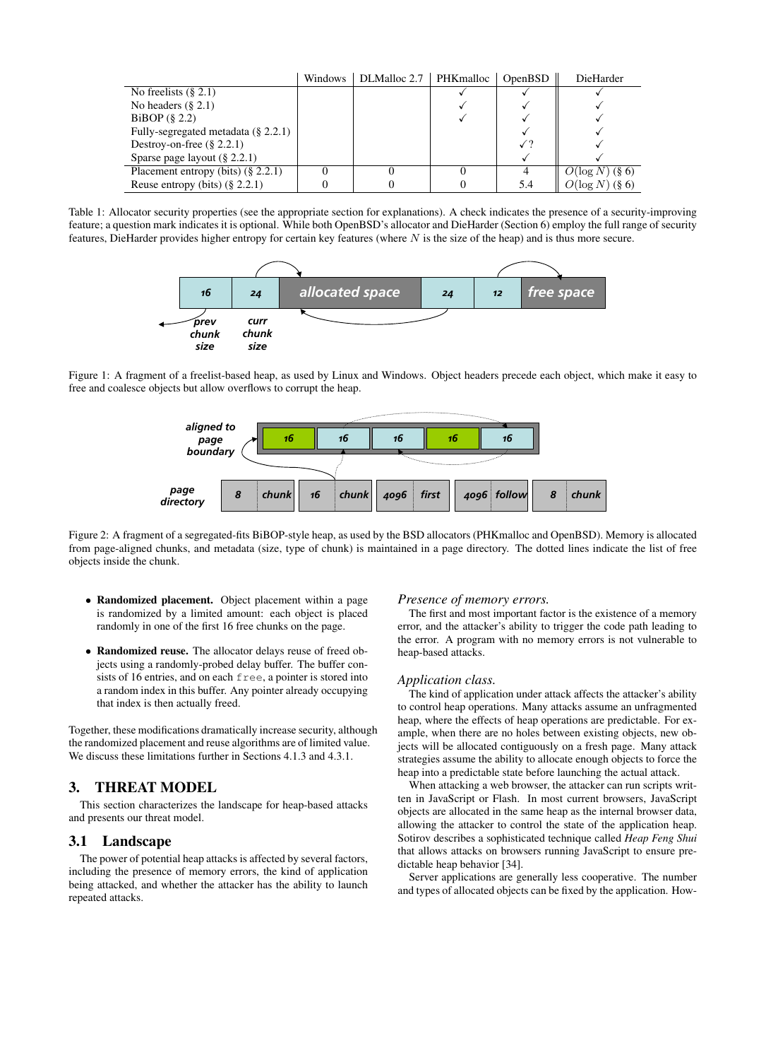| | Windows | DLMalloc 2.7 | PHKmalloc | OpenBSD | DieHarder |
|---|---|---|---|---|---|
| No freelists (§ 2.1) | | | ✓ | ✓ | ✓ |
| No headers (§ 2.1) | | | ✓ | ✓ | ✓ |
| BiBOP (§ 2.2) | | | ✓ | ✓ | ✓ |
| Fully-segregated metadata (§ 2.2.1) | | | | ✓ | ✓ |
| Destroy-on-free (§ 2.2.1) | | | | ✓? | ✓ |
| Sparse page layout (§ 2.2.1) | | | | ✓ | ✓ |
| Placement entropy (bits) (§ 2.2.1) | 0 | 0 | 0 | 4 | $O(\log N)$ (§ 6) |
| Reuse entropy (bits) (§ 2.2.1) | 0 | 0 | 0 | 5.4 | $O(\log N)$ (§ 6) |

Table 1: Allocator security properties (see the appropriate section for explanations). A check indicates the presence of a security-improving feature; a question mark indicates it is optional. While both OpenBSD's allocator and DieHarder (Section 6) employ the full range of security features, DieHarder provides higher entropy for certain key features (where $N$ is the size of the heap) and is thus more secure.

Figure 1: A fragment of a freelist-based heap, as used by Linux and Windows. Object headers precede each object, which make it easy to free and coalesce objects but allow overflows to corrupt the heap.

Figure 2: A fragment of a segregated-fits BiBOP-style heap, as used by the BSD allocators (PHKmalloc and OpenBSD). Memory is allocated from page-aligned chunks, and metadata (size, type of chunk) is maintained in a page directory. The dotted lines indicate the list of free objects inside the chunk.

- **Randomized placement.** Object placement within a page is randomized by a limited amount: each object is placed randomly in one of the first 16 free chunks on the page.
- **Randomized reuse.** The allocator delays reuse of freed objects using a randomly-probed delay buffer. The buffer consists of 16 entries, and on each `free`, a pointer is stored into a random index in this buffer. Any pointer already occupying that index is then actually freed.

Together, these modifications dramatically increase security, although the randomized placement and reuse algorithms are of limited value. We discuss these limitations further in Sections 4.1.3 and 4.3.1.

# 3. THREAT MODEL

This section characterizes the landscape for heap-based attacks and presents our threat model.

## 3.1 Landscape

The power of potential heap attacks is affected by several factors, including the presence of memory errors, the kind of application being attacked, and whether the attacker has the ability to launch repeated attacks.

### *Presence of memory errors.*

The first and most important factor is the existence of a memory error, and the attacker's ability to trigger the code path leading to the error. A program with no memory errors is not vulnerable to heap-based attacks.

### *Application class.*

The kind of application under attack affects the attacker's ability to control heap operations. Many attacks assume an unfragmented heap, where the effects of heap operations are predictable. For example, when there are no holes between existing objects, new objects will be allocated contiguously on a fresh page. Many attack strategies assume the ability to allocate enough objects to force the heap into a predictable state before launching the actual attack.

When attacking a web browser, the attacker can run scripts written in JavaScript or Flash. In most current browsers, JavaScript objects are allocated in the same heap as the internal browser data, allowing the attacker to control the state of the application heap. Sotirov describes a sophisticated technique called *Heap Feng Shui* that allows attacks on browsers running JavaScript to ensure predictable heap behavior [34].

Server applications are generally less cooperative. The number and types of allocated objects can be fixed by the application. How-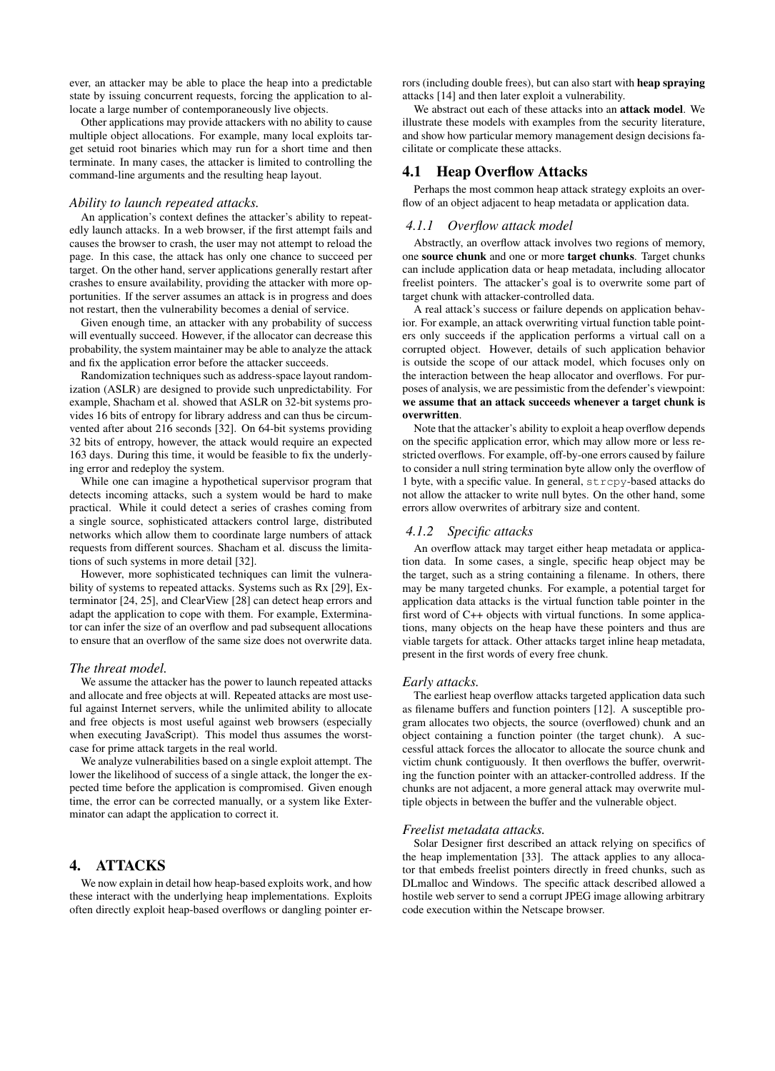ever, an attacker may be able to place the heap into a predictable state by issuing concurrent requests, forcing the application to allocate a large number of contemporaneously live objects.

Other applications may provide attackers with no ability to cause multiple object allocations. For example, many local exploits target setuid root binaries which may run for a short time and then terminate. In many cases, the attacker is limited to controlling the command-line arguments and the resulting heap layout.

*Ability to launch repeated attacks.*

An application's context defines the attacker's ability to repeatedly launch attacks. In a web browser, if the first attempt fails and causes the browser to crash, the user may not attempt to reload the page. In this case, the attack has only one chance to succeed per target. On the other hand, server applications generally restart after crashes to ensure availability, providing the attacker with more opportunities. If the server assumes an attack is in progress and does not restart, then the vulnerability becomes a denial of service.

Given enough time, an attacker with any probability of success will eventually succeed. However, if the allocator can decrease this probability, the system maintainer may be able to analyze the attack and fix the application error before the attacker succeeds.

Randomization techniques such as address-space layout randomization (ASLR) are designed to provide such unpredictability. For example, Shacham et al. showed that ASLR on 32-bit systems provides 16 bits of entropy for library address and can thus be circumvented after about 216 seconds [32]. On 64-bit systems providing 32 bits of entropy, however, the attack would require an expected 163 days. During this time, it would be feasible to fix the underlying error and redeploy the system.

While one can imagine a hypothetical supervisor program that detects incoming attacks, such a system would be hard to make practical. While it could detect a series of crashes coming from a single source, sophisticated attackers control large, distributed networks which allow them to coordinate large numbers of attack requests from different sources. Shacham et al. discuss the limitations of such systems in more detail [32].

However, more sophisticated techniques can limit the vulnerability of systems to repeated attacks. Systems such as Rx [29], Exterminator [24, 25], and ClearView [28] can detect heap errors and adapt the application to cope with them. For example, Exterminator can infer the size of an overflow and pad subsequent allocations to ensure that an overflow of the same size does not overwrite data.

*The threat model.*

We assume the attacker has the power to launch repeated attacks and allocate and free objects at will. Repeated attacks are most useful against Internet servers, while the unlimited ability to allocate and free objects is most useful against web browsers (especially when executing JavaScript). This model thus assumes the worst-case for prime attack targets in the real world.

We analyze vulnerabilities based on a single exploit attempt. The lower the likelihood of success of a single attack, the longer the expected time before the application is compromised. Given enough time, the error can be corrected manually, or a system like Exterminator can adapt the application to correct it.

# 4. ATTACKS

We now explain in detail how heap-based exploits work, and how these interact with the underlying heap implementations. Exploits often directly exploit heap-based overflows or dangling pointer errors (including double frees), but can also start with **heap spraying** attacks [14] and then later exploit a vulnerability.

We abstract out each of these attacks into an **attack model**. We illustrate these models with examples from the security literature, and show how particular memory management design decisions facilitate or complicate these attacks.

## 4.1 Heap Overflow Attacks

Perhaps the most common heap attack strategy exploits an overflow of an object adjacent to heap metadata or application data.

### *4.1.1 Overflow attack model*

Abstractly, an overflow attack involves two regions of memory, one **source chunk** and one or more **target chunks**. Target chunks can include application data or heap metadata, including allocator freelist pointers. The attacker's goal is to overwrite some part of target chunk with attacker-controlled data.

A real attack's success or failure depends on application behavior. For example, an attack overwriting virtual function table pointers only succeeds if the application performs a virtual call on a corrupted object. However, details of such application behavior is outside the scope of our attack model, which focuses only on the interaction between the heap allocator and overflows. For purposes of analysis, we are pessimistic from the defender's viewpoint: **we assume that an attack succeeds whenever a target chunk is overwritten**.

Note that the attacker's ability to exploit a heap overflow depends on the specific application error, which may allow more or less restricted overflows. For example, off-by-one errors caused by failure to consider a null string termination byte allow only the overflow of 1 byte, with a specific value. In general, `strcpy`-based attacks do not allow the attacker to write null bytes. On the other hand, some errors allow overwrites of arbitrary size and content.

### *4.1.2 Specific attacks*

An overflow attack may target either heap metadata or application data. In some cases, a single, specific heap object may be the target, such as a string containing a filename. In others, there may be many targeted chunks. For example, a potential target for application data attacks is the virtual function table pointer in the first word of C++ objects with virtual functions. In some applications, many objects on the heap have these pointers and thus are viable targets for attack. Other attacks target inline heap metadata, present in the first words of every free chunk.

*Early attacks.*

The earliest heap overflow attacks targeted application data such as filename buffers and function pointers [12]. A susceptible program allocates two objects, the source (overflowed) chunk and an object containing a function pointer (the target chunk). A successful attack forces the allocator to allocate the source chunk and victim chunk contiguously. It then overflows the buffer, overwriting the function pointer with an attacker-controlled address. If the chunks are not adjacent, a more general attack may overwrite multiple objects in between the buffer and the vulnerable object.

*Freelist metadata attacks.*

Solar Designer first described an attack relying on specifics of the heap implementation [33]. The attack applies to any allocator that embeds freelist pointers directly in freed chunks, such as DLmalloc and Windows. The specific attack described allowed a hostile web server to send a corrupt JPEG image allowing arbitrary code execution within the Netscape browser.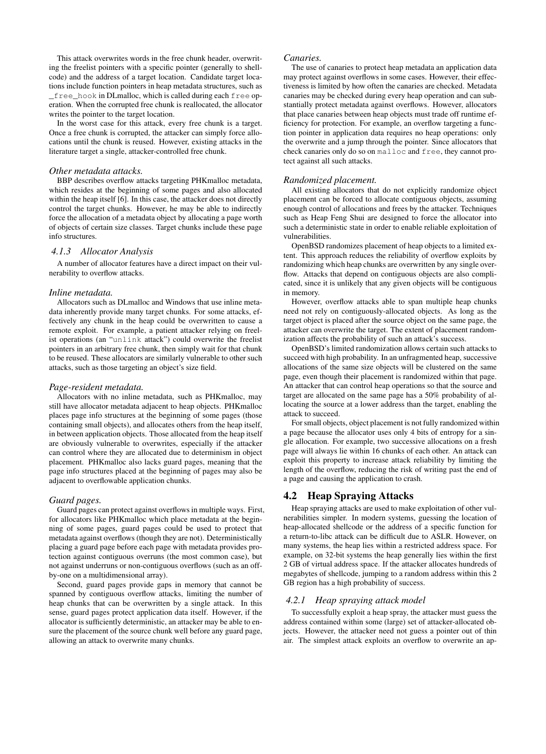This attack overwrites words in the free chunk header, overwriting the freelist pointers with a specific pointer (generally to shellcode) and the address of a target location. Candidate target locations include function pointers in heap metadata structures, such as `_free_hook` in DLmalloc, which is called during each `free` operation. When the corrupted free chunk is reallocated, the allocator writes the pointer to the target location.

In the worst case for this attack, every free chunk is a target. Once a free chunk is corrupted, the attacker can simply force allocations until the chunk is reused. However, existing attacks in the literature target a single, attacker-controlled free chunk.

*Other metadata attacks.*

BBP describes overflow attacks targeting PHKmalloc metadata, which resides at the beginning of some pages and also allocated within the heap itself [6]. In this case, the attacker does not directly control the target chunks. However, he may be able to indirectly force the allocation of a metadata object by allocating a page worth of objects of certain size classes. Target chunks include these page info structures.

### *4.1.3 Allocator Analysis*

A number of allocator features have a direct impact on their vulnerability to overflow attacks.

*Inline metadata.*

Allocators such as DLmalloc and Windows that use inline metadata inherently provide many target chunks. For some attacks, effectively any chunk in the heap could be overwritten to cause a remote exploit. For example, a patient attacker relying on freelist operations (an "`unlink` attack") could overwrite the freelist pointers in an arbitrary free chunk, then simply wait for that chunk to be reused. These allocators are similarly vulnerable to other such attacks, such as those targeting an object's size field.

*Page-resident metadata.*

Allocators with no inline metadata, such as PHKmalloc, may still have allocator metadata adjacent to heap objects. PHKmalloc places page info structures at the beginning of some pages (those containing small objects), and allocates others from the heap itself, in between application objects. Those allocated from the heap itself are obviously vulnerable to overwrites, especially if the attacker can control where they are allocated due to determinism in object placement. PHKmalloc also lacks guard pages, meaning that the page info structures placed at the beginning of pages may also be adjacent to overflowable application chunks.

*Guard pages.*

Guard pages can protect against overflows in multiple ways. First, for allocators like PHKmalloc which place metadata at the beginning of some pages, guard pages could be used to protect that metadata against overflows (though they are not). Deterministically placing a guard page before each page with metadata provides protection against contiguous overruns (the most common case), but not against underruns or non-contiguous overflows (such as an off-by-one on a multidimensional array).

Second, guard pages provide gaps in memory that cannot be spanned by contiguous overflow attacks, limiting the number of heap chunks that can be overwritten by a single attack. In this sense, guard pages protect application data itself. However, if the allocator is sufficiently deterministic, an attacker may be able to ensure the placement of the source chunk well before any guard page, allowing an attack to overwrite many chunks.

*Canaries.*

The use of canaries to protect heap metadata an application data may protect against overflows in some cases. However, their effectiveness is limited by how often the canaries are checked. Metadata canaries may be checked during every heap operation and can substantially protect metadata against overflows. However, allocators that place canaries between heap objects must trade off runtime efficiency for protection. For example, an overflow targeting a function pointer in application data requires no heap operations: only the overwrite and a jump through the pointer. Since allocators that check canaries only do so on `malloc` and `free`, they cannot protect against all such attacks.

*Randomized placement.*

All existing allocators that do not explicitly randomize object placement can be forced to allocate contiguous objects, assuming enough control of allocations and frees by the attacker. Techniques such as Heap Feng Shui are designed to force the allocator into such a deterministic state in order to enable reliable exploitation of vulnerabilities.

OpenBSD randomizes placement of heap objects to a limited extent. This approach reduces the reliability of overflow exploits by randomizing which heap chunks are overwritten by any single overflow. Attacks that depend on contiguous objects are also complicated, since it is unlikely that any given objects will be contiguous in memory.

However, overflow attacks able to span multiple heap chunks need not rely on contiguously-allocated objects. As long as the target object is placed after the source object on the same page, the attacker can overwrite the target. The extent of placement randomization affects the probability of such an attack's success.

OpenBSD's limited randomization allows certain such attacks to succeed with high probability. In an unfragmented heap, successive allocations of the same size objects will be clustered on the same page, even though their placement is randomized within that page. An attacker that can control heap operations so that the source and target are allocated on the same page has a 50% probability of allocating the source at a lower address than the target, enabling the attack to succeed.

For small objects, object placement is not fully randomized within a page because the allocator uses only 4 bits of entropy for a single allocation. For example, two successive allocations on a fresh page will always lie within 16 chunks of each other. An attack can exploit this property to increase attack reliability by limiting the length of the overflow, reducing the risk of writing past the end of a page and causing the application to crash.

## 4.2 Heap Spraying Attacks

Heap spraying attacks are used to make exploitation of other vulnerabilities simpler. In modern systems, guessing the location of heap-allocated shellcode or the address of a specific function for a return-to-libc attack can be difficult due to ASLR. However, on many systems, the heap lies within a restricted address space. For example, on 32-bit systems the heap generally lies within the first 2 GB of virtual address space. If the attacker allocates hundreds of megabytes of shellcode, jumping to a random address within this 2 GB region has a high probability of success.

### *4.2.1 Heap spraying attack model*

To successfully exploit a heap spray, the attacker must guess the address contained within some (large) set of attacker-allocated objects. However, the attacker need not guess a pointer out of thin air. The simplest attack exploits an overflow to overwrite an ap-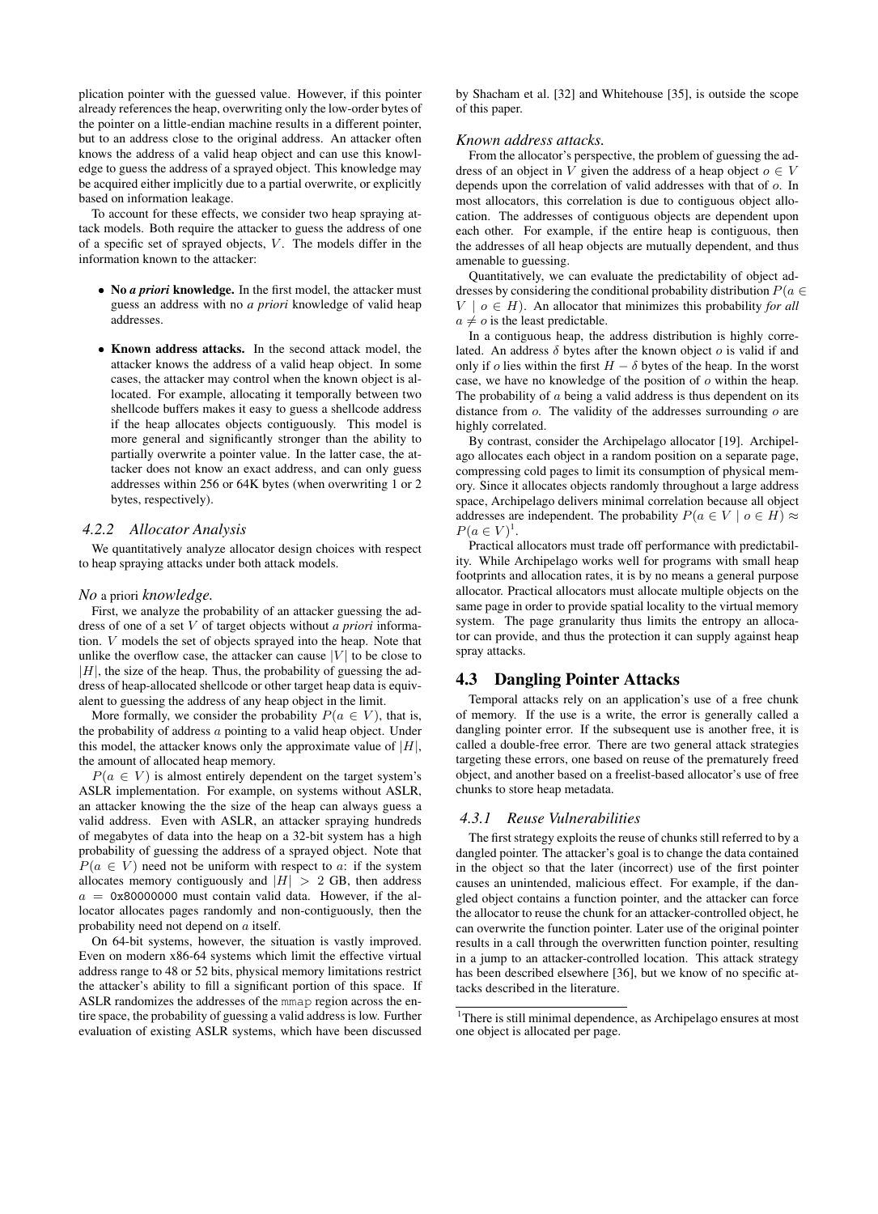plication pointer with the guessed value. However, if this pointer already references the heap, overwriting only the low-order bytes of the pointer on a little-endian machine results in a different pointer, but to an address close to the original address. An attacker often knows the address of a valid heap object and can use this knowledge to guess the address of a sprayed object. This knowledge may be acquired either implicitly due to a partial overwrite, or explicitly based on information leakage.

To account for these effects, we consider two heap spraying attack models. Both require the attacker to guess the address of one of a specific set of sprayed objects, $V$. The models differ in the information known to the attacker:

- **No *a priori* knowledge.** In the first model, the attacker must guess an address with no *a priori* knowledge of valid heap addresses.
- **Known address attacks.** In the second attack model, the attacker knows the address of a valid heap object. In some cases, the attacker may control when the known object is allocated. For example, allocating it temporally between two shellcode buffers makes it easy to guess a shellcode address if the heap allocates objects contiguously. This model is more general and significantly stronger than the ability to partially overwrite a pointer value. In the latter case, the attacker does not know an exact address, and can only guess addresses within 256 or 64K bytes (when overwriting 1 or 2 bytes, respectively).

### 4.2.2 Allocator Analysis

We quantitatively analyze allocator design choices with respect to heap spraying attacks under both attack models.

#### *No a priori knowledge.*

First, we analyze the probability of an attacker guessing the address of one of a set $V$ of target objects without *a priori* information. $V$ models the set of objects sprayed into the heap. Note that unlike the overflow case, the attacker can cause $|V|$ to be close to $|H|$, the size of the heap. Thus, the probability of guessing the address of heap-allocated shellcode or other target heap data is equivalent to guessing the address of any heap object in the limit.

More formally, we consider the probability $P(a \in V)$, that is, the probability of address $a$ pointing to a valid heap object. Under this model, the attacker knows only the approximate value of $|H|$, the amount of allocated heap memory.

$P(a \in V)$ is almost entirely dependent on the target system's ASLR implementation. For example, on systems without ASLR, an attacker knowing the the size of the heap can always guess a valid address. Even with ASLR, an attacker spraying hundreds of megabytes of data into the heap on a 32-bit system has a high probability of guessing the address of a sprayed object. Note that $P(a \in V)$ need not be uniform with respect to $a$: if the system allocates memory contiguously and $|H| > 2$ GB, then address $a$ = `0x80000000` must contain valid data. However, if the allocator allocates pages randomly and non-contiguously, then the probability need not depend on $a$ itself.

On 64-bit systems, however, the situation is vastly improved. Even on modern x86-64 systems which limit the effective virtual address range to 48 or 52 bits, physical memory limitations restrict the attacker's ability to fill a significant portion of this space. If ASLR randomizes the addresses of the `mmap` region across the entire space, the probability of guessing a valid address is low. Further evaluation of existing ASLR systems, which have been discussed by Shacham et al. [32] and Whitehouse [35], is outside the scope of this paper.

#### *Known address attacks.*

From the allocator's perspective, the problem of guessing the address of an object in $V$ given the address of a heap object $o \in V$ depends upon the correlation of valid addresses with that of $o$. In most allocators, this correlation is due to contiguous object allocation. The addresses of contiguous objects are dependent upon each other. For example, if the entire heap is contiguous, then the addresses of all heap objects are mutually dependent, and thus amenable to guessing.

Quantitatively, we can evaluate the predictability of object addresses by considering the conditional probability distribution $P(a \in V \mid o \in H)$. An allocator that minimizes this probability *for all* $a \neq o$ is the least predictable.

In a contiguous heap, the address distribution is highly correlated. An address $\delta$ bytes after the known object $o$ is valid if and only if $o$ lies within the first $H - \delta$ bytes of the heap. In the worst case, we have no knowledge of the position of $o$ within the heap. The probability of $a$ being a valid address is thus dependent on its distance from $o$. The validity of the addresses surrounding $o$ are highly correlated.

By contrast, consider the Archipelago allocator [19]. Archipelago allocates each object in a random position on a separate page, compressing cold pages to limit its consumption of physical memory. Since it allocates objects randomly throughout a large address space, Archipelago delivers minimal correlation because all object addresses are independent. The probability $P(a \in V \mid o \in H) \approx P(a \in V)$[1].

Practical allocators must trade off performance with predictability. While Archipelago works well for programs with small heap footprints and allocation rates, it is by no means a general purpose allocator. Practical allocators must allocate multiple objects on the same page in order to provide spatial locality to the virtual memory system. The page granularity thus limits the entropy an allocator can provide, and thus the protection it can supply against heap spray attacks.

## 4.3 Dangling Pointer Attacks

Temporal attacks rely on an application's use of a free chunk of memory. If the use is a write, the error is generally called a dangling pointer error. If the subsequent use is another free, it is called a double-free error. There are two general attack strategies targeting these errors, one based on reuse of the prematurely freed object, and another based on a freelist-based allocator's use of free chunks to store heap metadata.

### 4.3.1 Reuse Vulnerabilities

The first strategy exploits the reuse of chunks still referred to by a dangled pointer. The attacker's goal is to change the data contained in the object so that the later (incorrect) use of the first pointer causes an unintended, malicious effect. For example, if the dangled object contains a function pointer, and the attacker can force the allocator to reuse the chunk for an attacker-controlled object, he can overwrite the function pointer. Later use of the original pointer results in a call through the overwritten function pointer, resulting in a jump to an attacker-controlled location. This attack strategy has been described elsewhere [36], but we know of no specific attacks described in the literature.

[1] There is still minimal dependence, as Archipelago ensures at most one object is allocated per page.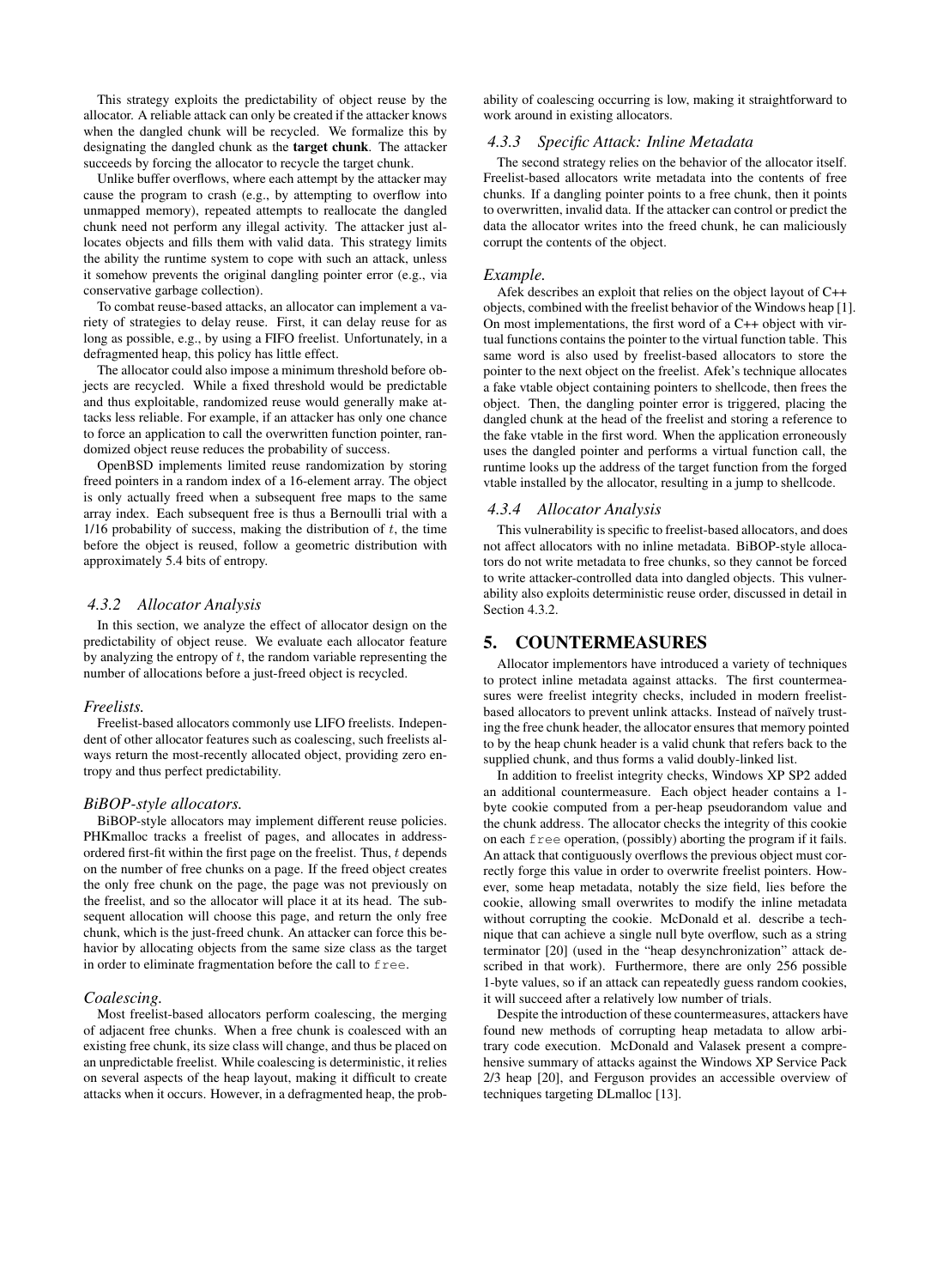This strategy exploits the predictability of object reuse by the allocator. A reliable attack can only be created if the attacker knows when the dangled chunk will be recycled. We formalize this by designating the dangled chunk as the **target chunk**. The attacker succeeds by forcing the allocator to recycle the target chunk.

Unlike buffer overflows, where each attempt by the attacker may cause the program to crash (e.g., by attempting to overflow into unmapped memory), repeated attempts to reallocate the dangled chunk need not perform any illegal activity. The attacker just allocates objects and fills them with valid data. This strategy limits the ability the runtime system to cope with such an attack, unless it somehow prevents the original dangling pointer error (e.g., via conservative garbage collection).

To combat reuse-based attacks, an allocator can implement a variety of strategies to delay reuse. First, it can delay reuse for as long as possible, e.g., by using a FIFO freelist. Unfortunately, in a defragmented heap, this policy has little effect.

The allocator could also impose a minimum threshold before objects are recycled. While a fixed threshold would be predictable and thus exploitable, randomized reuse would generally make attacks less reliable. For example, if an attacker has only one chance to force an application to call the overwritten function pointer, randomized object reuse reduces the probability of success.

OpenBSD implements limited reuse randomization by storing freed pointers in a random index of a 16-element array. The object is only actually freed when a subsequent free maps to the same array index. Each subsequent free is thus a Bernoulli trial with a 1/16 probability of success, making the distribution of $t$, the time before the object is reused, follow a geometric distribution with approximately 5.4 bits of entropy.

### 4.3.2 Allocator Analysis

In this section, we analyze the effect of allocator design on the predictability of object reuse. We evaluate each allocator feature by analyzing the entropy of $t$, the random variable representing the number of allocations before a just-freed object is recycled.

#### *Freelists.*

Freelist-based allocators commonly use LIFO freelists. Independent of other allocator features such as coalescing, such freelists always return the most-recently allocated object, providing zero entropy and thus perfect predictability.

#### *BiBOP-style allocators.*

BiBOP-style allocators may implement different reuse policies. PHKmalloc tracks a freelist of pages, and allocates in address-ordered first-fit within the first page on the freelist. Thus, $t$ depends on the number of free chunks on a page. If the freed object creates the only free chunk on the page, the page was not previously on the freelist, and so the allocator will place it at its head. The subsequent allocation will choose this page, and return the only free chunk, which is the just-freed chunk. An attacker can force this behavior by allocating objects from the same size class as the target in order to eliminate fragmentation before the call to `free`.

#### *Coalescing.*

Most freelist-based allocators perform coalescing, the merging of adjacent free chunks. When a free chunk is coalesced with an existing free chunk, its size class will change, and thus be placed on an unpredictable freelist. While coalescing is deterministic, it relies on several aspects of the heap layout, making it difficult to create attacks when it occurs. However, in a defragmented heap, the probability of coalescing occurring is low, making it straightforward to work around in existing allocators.

### 4.3.3 Specific Attack: Inline Metadata

The second strategy relies on the behavior of the allocator itself. Freelist-based allocators write metadata into the contents of free chunks. If a dangling pointer points to a free chunk, then it points to overwritten, invalid data. If the attacker can control or predict the data the allocator writes into the freed chunk, he can maliciously corrupt the contents of the object.

#### *Example.*

Afek describes an exploit that relies on the object layout of C++ objects, combined with the freelist behavior of the Windows heap [1]. On most implementations, the first word of a C++ object with virtual functions contains the pointer to the virtual function table. This same word is also used by freelist-based allocators to store the pointer to the next object on the freelist. Afek's technique allocates a fake vtable object containing pointers to shellcode, then frees the object. Then, the dangling pointer error is triggered, placing the dangled chunk at the head of the freelist and storing a reference to the fake vtable in the first word. When the application erroneously uses the dangled pointer and performs a virtual function call, the runtime looks up the address of the target function from the forged vtable installed by the allocator, resulting in a jump to shellcode.

### 4.3.4 Allocator Analysis

This vulnerability is specific to freelist-based allocators, and does not affect allocators with no inline metadata. BiBOP-style allocators do not write metadata to free chunks, so they cannot be forced to write attacker-controlled data into dangled objects. This vulnerability also exploits deterministic reuse order, discussed in detail in Section 4.3.2.

## 5. COUNTERMEASURES

Allocator implementors have introduced a variety of techniques to protect inline metadata against attacks. The first countermeasures were freelist integrity checks, included in modern freelist-based allocators to prevent unlink attacks. Instead of naïvely trusting the free chunk header, the allocator ensures that memory pointed to by the heap chunk header is a valid chunk that refers back to the supplied chunk, and thus forms a valid doubly-linked list.

In addition to freelist integrity checks, Windows XP SP2 added an additional countermeasure. Each object header contains a 1-byte cookie computed from a per-heap pseudorandom value and the chunk address. The allocator checks the integrity of this cookie on each `free` operation, (possibly) aborting the program if it fails. An attack that contiguously overflows the previous object must correctly forge this value in order to overwrite freelist pointers. However, some heap metadata, notably the size field, lies before the cookie, allowing small overwrites to modify the inline metadata without corrupting the cookie. McDonald et al. describe a technique that can achieve a single null byte overflow, such as a string terminator [20] (used in the "heap desynchronization" attack described in that work). Furthermore, there are only 256 possible 1-byte values, so if an attack can repeatedly guess random cookies, it will succeed after a relatively low number of trials.

Despite the introduction of these countermeasures, attackers have found new methods of corrupting heap metadata to allow arbitrary code execution. McDonald and Valasek present a comprehensive summary of attacks against the Windows XP Service Pack 2/3 heap [20], and Ferguson provides an accessible overview of techniques targeting DLmalloc [13].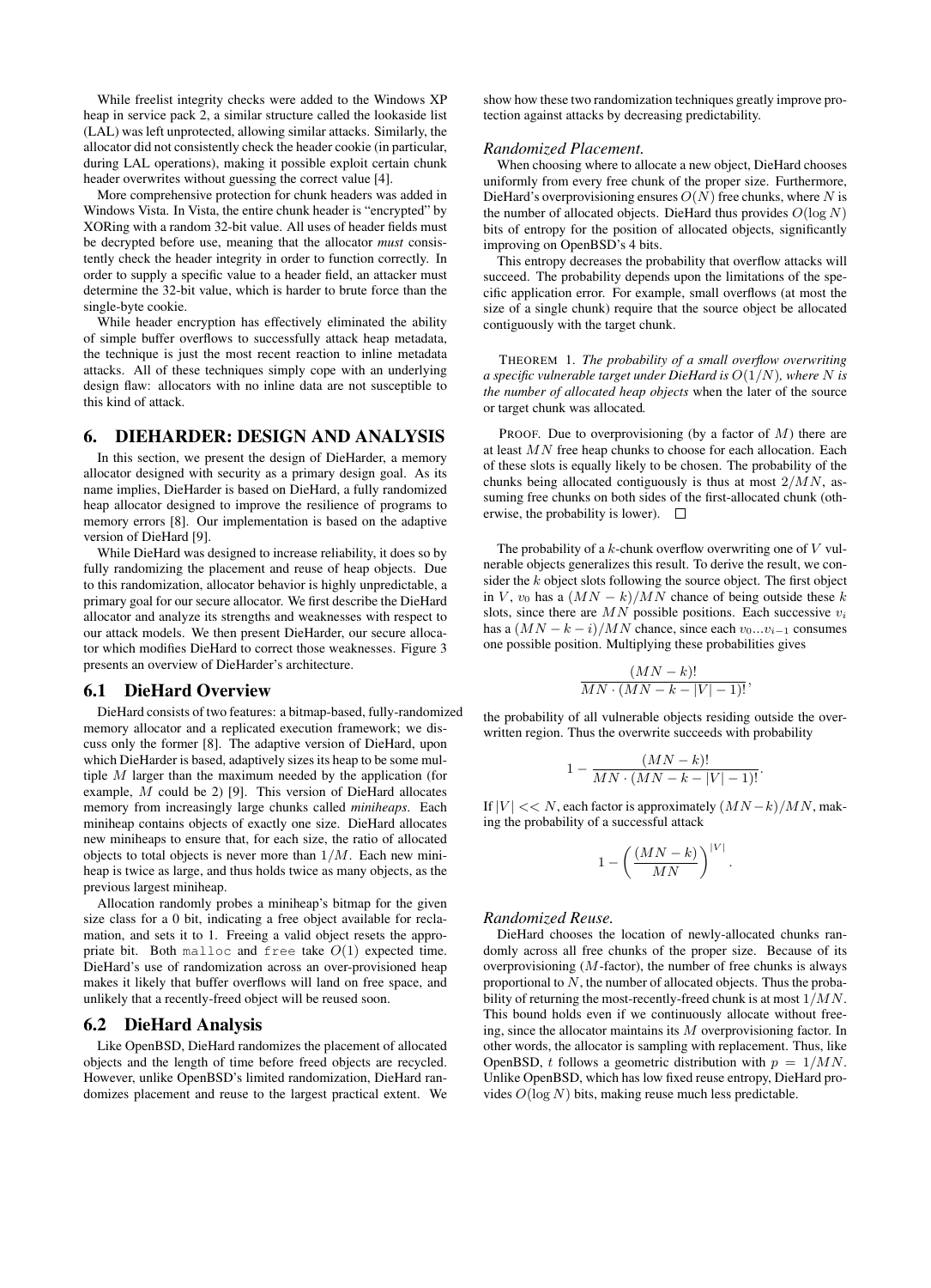While freelist integrity checks were added to the Windows XP heap in service pack 2, a similar structure called the lookaside list (LAL) was left unprotected, allowing similar attacks. Similarly, the allocator did not consistently check the header cookie (in particular, during LAL operations), making it possible exploit certain chunk header overwrites without guessing the correct value [4].

More comprehensive protection for chunk headers was added in Windows Vista. In Vista, the entire chunk header is "encrypted" by XORing with a random 32-bit value. All uses of header fields must be decrypted before use, meaning that the allocator *must* consistently check the header integrity in order to function correctly. In order to supply a specific value to a header field, an attacker must determine the 32-bit value, which is harder to brute force than the single-byte cookie.

While header encryption has effectively eliminated the ability of simple buffer overflows to successfully attack heap metadata, the technique is just the most recent reaction to inline metadata attacks. All of these techniques simply cope with an underlying design flaw: allocators with no inline data are not susceptible to this kind of attack.

## 6. DIEHARDER: DESIGN AND ANALYSIS

In this section, we present the design of DieHarder, a memory allocator designed with security as a primary design goal. As its name implies, DieHarder is based on DieHard, a fully randomized heap allocator designed to improve the resilience of programs to memory errors [8]. Our implementation is based on the adaptive version of DieHard [9].

While DieHard was designed to increase reliability, it does so by fully randomizing the placement and reuse of heap objects. Due to this randomization, allocator behavior is highly unpredictable, a primary goal for our secure allocator. We first describe the DieHard allocator and analyze its strengths and weaknesses with respect to our attack models. We then present DieHarder, our secure allocator which modifies DieHard to correct those weaknesses. Figure 3 presents an overview of DieHarder's architecture.

### 6.1 DieHard Overview

DieHard consists of two features: a bitmap-based, fully-randomized memory allocator and a replicated execution framework; we discuss only the former [8]. The adaptive version of DieHard, upon which DieHarder is based, adaptively sizes its heap to be some multiple $M$ larger than the maximum needed by the application (for example, $M$ could be 2) [9]. This version of DieHard allocates memory from increasingly large chunks called *miniheaps*. Each miniheap contains objects of exactly one size. DieHard allocates new miniheaps to ensure that, for each size, the ratio of allocated objects to total objects is never more than $1/M$. Each new miniheap is twice as large, and thus holds twice as many objects, as the previous largest miniheap.

Allocation randomly probes a miniheap's bitmap for the given size class for a 0 bit, indicating a free object available for reclamation, and sets it to 1. Freeing a valid object resets the appropriate bit. Both `malloc` and `free` take $O(1)$ expected time. DieHard's use of randomization across an over-provisioned heap makes it likely that buffer overflows will land on free space, and unlikely that a recently-freed object will be reused soon.

### 6.2 DieHard Analysis

Like OpenBSD, DieHard randomizes the placement of allocated objects and the length of time before freed objects are recycled. However, unlike OpenBSD's limited randomization, DieHard randomizes placement and reuse to the largest practical extent. We show how these two randomization techniques greatly improve protection against attacks by decreasing predictability.

#### *Randomized Placement.*

When choosing where to allocate a new object, DieHard chooses uniformly from every free chunk of the proper size. Furthermore, DieHard's overprovisioning ensures $O(N)$ free chunks, where $N$ is the number of allocated objects. DieHard thus provides $O(\log N)$ bits of entropy for the position of allocated objects, significantly improving on OpenBSD's 4 bits.

This entropy decreases the probability that overflow attacks will succeed. The probability depends upon the limitations of the specific application error. For example, small overflows (at most the size of a single chunk) require that the source object be allocated contiguously with the target chunk.

THEOREM 1. *The probability of a small overflow overwriting a specific vulnerable target under DieHard is $O(1/N)$, where $N$ is the number of allocated heap objects* when the later of the source or target chunk was allocated*.*

PROOF. Due to overprovisioning (by a factor of $M$) there are at least $MN$ free heap chunks to choose for each allocation. Each of these slots is equally likely to be chosen. The probability of the chunks being allocated contiguously is thus at most $2/MN$, assuming free chunks on both sides of the first-allocated chunk (otherwise, the probability is lower). □

The probability of a $k$-chunk overflow overwriting one of $V$ vulnerable objects generalizes this result. To derive the result, we consider the $k$ object slots following the source object. The first object in $V$, $v_0$ has a $(MN-k)/MN$ chance of being outside these $k$ slots, since there are $MN$ possible positions. Each successive $v_i$ has a $(MN-k-i)/MN$ chance, since each $v_0 \ldots v_{i-1}$ consumes one possible position. Multiplying these probabilities gives

$$\frac{(MN-k)!}{MN \cdot (MN-k-|V|-1)!},$$

the probability of all vulnerable objects residing outside the overwritten region. Thus the overwrite succeeds with probability

$$1 - \frac{(MN-k)!}{MN \cdot (MN-k-|V|-1)!}.$$

If $|V| << N$, each factor is approximately $(MN-k)/MN$, making the probability of a successful attack

$$1 - \left(\frac{(MN-k)}{MN}\right)^{|V|}.$$

#### *Randomized Reuse.*

DieHard chooses the location of newly-allocated chunks randomly across all free chunks of the proper size. Because of its overprovisioning ($M$-factor), the number of free chunks is always proportional to $N$, the number of allocated objects. Thus the probability of returning the most-recently-freed chunk is at most $1/MN$. This bound holds even if we continuously allocate without freeing, since the allocator maintains its $M$ overprovisioning factor. In other words, the allocator is sampling with replacement. Thus, like OpenBSD, $t$ follows a geometric distribution with $p = 1/MN$. Unlike OpenBSD, which has low fixed reuse entropy, DieHard provides $O(\log N)$ bits, making reuse much less predictable.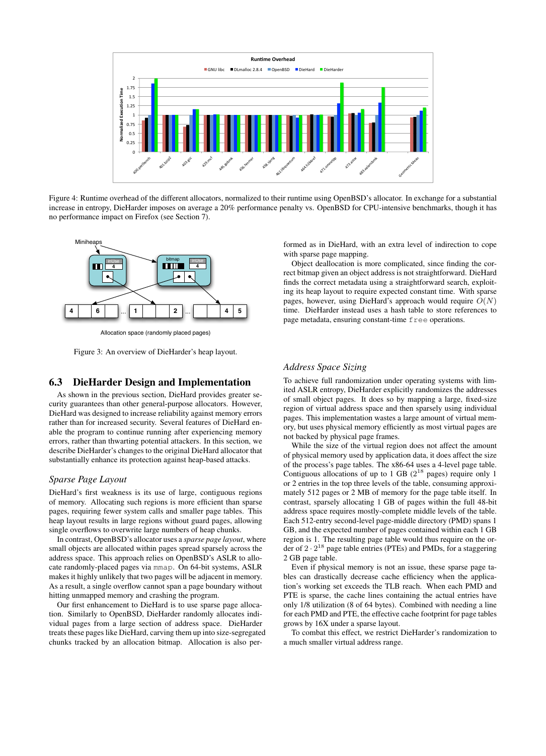Runtime Overhead

GNU libc DLmalloc 2.8.4 OpenBSD DieHard DieHarder

Normalized Execution Time

2
1.75
1.5
1.25
1
0.75
0.5
0.25
0

400.perlbench 401.bzip2 403.gcc 429.mcf 445.gobmk 456.hmmer 458.sjeng 462.libquantum 464.h264ref 471.omnetpp 473.astar 483.xalancbmk Geometric Mean

Figure 4: Runtime overhead of the different allocators, normalized to their runtime using OpenBSD's allocator. In exchange for a substantial increase in entropy, DieHarder imposes on average a 20% performance penalty vs. OpenBSD for CPU-intensive benchmarks, though it has no performance impact on Firefox (see Section 7).

Miniheaps

bitmap

inUse

4

4 6 ... 1 2 ... 4 5

Allocation space (randomly placed pages)

Figure 3: An overview of DieHarder's heap layout.

## 6.3 DieHarder Design and Implementation

As shown in the previous section, DieHard provides greater security guarantees than other general-purpose allocators. However, DieHard was designed to increase reliability against memory errors rather than for increased security. Several features of DieHard enable the program to continue running after experiencing memory errors, rather than thwarting potential attackers. In this section, we describe DieHarder's changes to the original DieHard allocator that substantially enhance its protection against heap-based attacks.

### *Sparse Page Layout*

DieHard's first weakness is its use of large, contiguous regions of memory. Allocating such regions is more efficient than sparse pages, requiring fewer system calls and smaller page tables. This heap layout results in large regions without guard pages, allowing single overflows to overwrite large numbers of heap chunks.

In contrast, OpenBSD's allocator uses a *sparse page layout*, where small objects are allocated within pages spread sparsely across the address space. This approach relies on OpenBSD's ASLR to allocate randomly-placed pages via `mmap`. On 64-bit systems, ASLR makes it highly unlikely that two pages will be adjacent in memory. As a result, a single overflow cannot span a page boundary without hitting unmapped memory and crashing the program.

Our first enhancement to DieHard is to use sparse page allocation. Similarly to OpenBSD, DieHarder randomly allocates individual pages from a large section of address space. DieHarder treats these pages like DieHard, carving them up into size-segregated chunks tracked by an allocation bitmap. Allocation is also performed as in DieHard, with an extra level of indirection to cope with sparse page mapping.

Object deallocation is more complicated, since finding the correct bitmap given an object address is not straightforward. DieHard finds the correct metadata using a straightforward search, exploiting its heap layout to require expected constant time. With sparse pages, however, using DieHard's approach would require $O(N)$ time. DieHarder instead uses a hash table to store references to page metadata, ensuring constant-time `free` operations.

### *Address Space Sizing*

To achieve full randomization under operating systems with limited ASLR entropy, DieHarder explicitly randomizes the addresses of small object pages. It does so by mapping a large, fixed-size region of virtual address space and then sparsely using individual pages. This implementation wastes a large amount of virtual memory, but uses physical memory efficiently as most virtual pages are not backed by physical page frames.

While the size of the virtual region does not affect the amount of physical memory used by application data, it does affect the size of the process's page tables. The x86-64 uses a 4-level page table. Contiguous allocations of up to 1 GB ($2^{18}$ pages) require only 1 or 2 entries in the top three levels of the table, consuming approximately 512 pages or 2 MB of memory for the page table itself. In contrast, sparsely allocating 1 GB of pages within the full 48-bit address space requires mostly-complete middle levels of the table. Each 512-entry second-level page-middle directory (PMD) spans 1 GB, and the expected number of pages contained within each 1 GB region is 1. The resulting page table would thus require on the order of $2 \cdot 2^{18}$ page table entries (PTEs) and PMDs, for a staggering 2 GB page table.

Even if physical memory is not an issue, these sparse page tables can drastically decrease cache efficiency when the application's working set exceeds the TLB reach. When each PMD and PTE is sparse, the cache lines containing the actual entries have only 1/8 utilization (8 of 64 bytes). Combined with needing a line for each PMD and PTE, the effective cache footprint for page tables grows by 16X under a sparse layout.

To combat this effect, we restrict DieHarder's randomization to a much smaller virtual address range.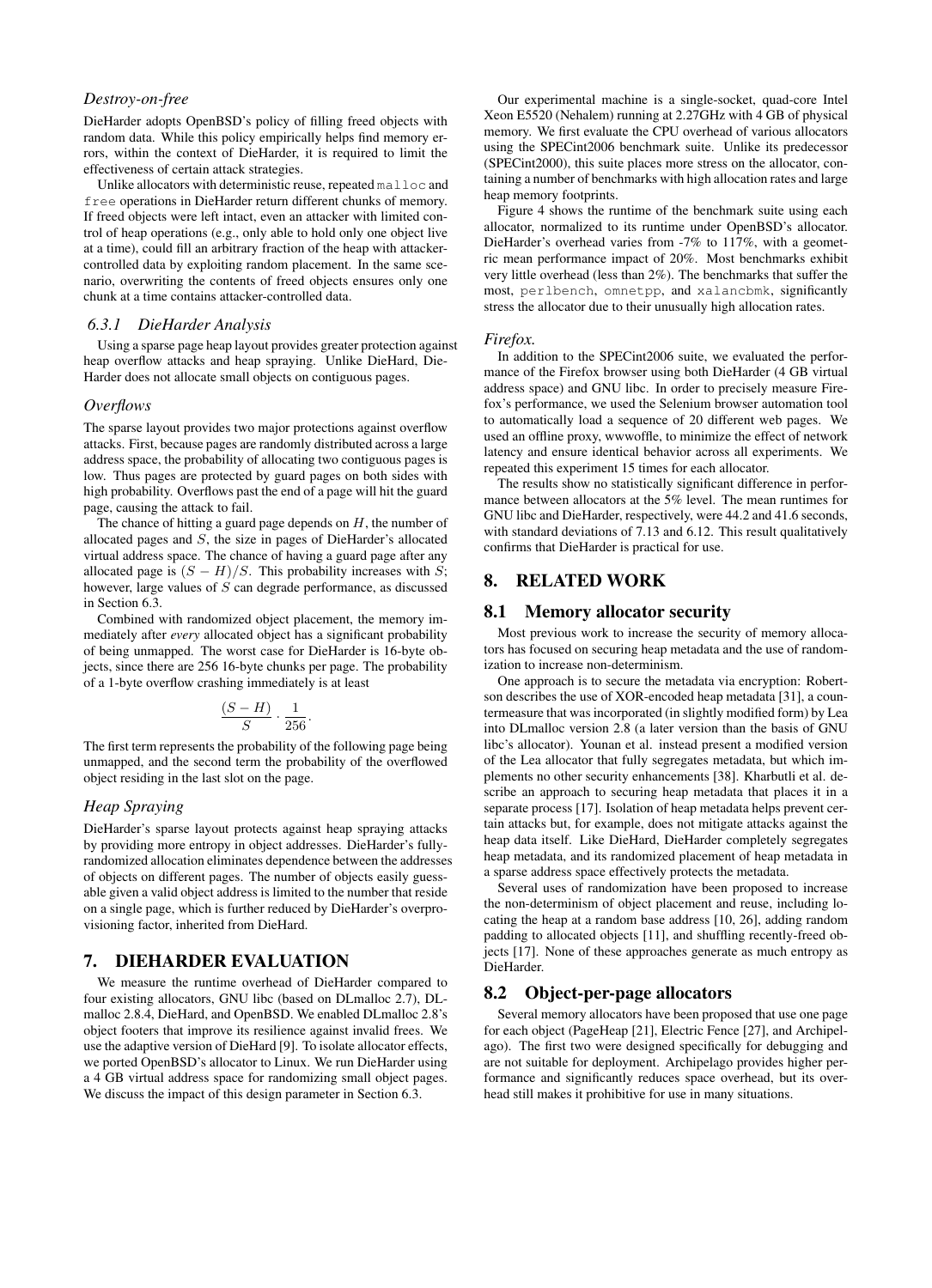*Destroy-on-free*

DieHarder adopts OpenBSD's policy of filling freed objects with random data. While this policy empirically helps find memory errors, within the context of DieHarder, it is required to limit the effectiveness of certain attack strategies.

Unlike allocators with deterministic reuse, repeated `malloc` and `free` operations in DieHarder return different chunks of memory. If freed objects were left intact, even an attacker with limited control of heap operations (e.g., only able to hold only one object live at a time), could fill an arbitrary fraction of the heap with attacker-controlled data by exploiting random placement. In the same scenario, overwriting the contents of freed objects ensures only one chunk at a time contains attacker-controlled data.

### 6.3.1 DieHarder Analysis

Using a sparse page heap layout provides greater protection against heap overflow attacks and heap spraying. Unlike DieHard, DieHarder does not allocate small objects on contiguous pages.

*Overflows*

The sparse layout provides two major protections against overflow attacks. First, because pages are randomly distributed across a large address space, the probability of allocating two contiguous pages is low. Thus pages are protected by guard pages on both sides with high probability. Overflows past the end of a page will hit the guard page, causing the attack to fail.

The chance of hitting a guard page depends on $H$, the number of allocated pages and $S$, the size in pages of DieHarder's allocated virtual address space. The chance of having a guard page after any allocated page is $(S - H)/S$. This probability increases with $S$; however, large values of $S$ can degrade performance, as discussed in Section 6.3.

Combined with randomized object placement, the memory immediately after *every* allocated object has a significant probability of being unmapped. The worst case for DieHarder is 16-byte objects, since there are 256 16-byte chunks per page. The probability of a 1-byte overflow crashing immediately is at least

$$\frac{(S-H)}{S} \cdot \frac{1}{256}.$$

The first term represents the probability of the following page being unmapped, and the second term the probability of the overflowed object residing in the last slot on the page.

*Heap Spraying*

DieHarder's sparse layout protects against heap spraying attacks by providing more entropy in object addresses. DieHarder's fully-randomized allocation eliminates dependence between the addresses of objects on different pages. The number of objects easily guessable given a valid object address is limited to the number that reside on a single page, which is further reduced by DieHarder's overprovisioning factor, inherited from DieHard.

## 7. DIEHARDER EVALUATION

We measure the runtime overhead of DieHarder compared to four existing allocators, GNU libc (based on DLmalloc 2.7), DLmalloc 2.8.4, DieHard, and OpenBSD. We enabled DLmalloc 2.8's object footers that improve its resilience against invalid frees. We use the adaptive version of DieHard [9]. To isolate allocator effects, we ported OpenBSD's allocator to Linux. We run DieHarder using a 4 GB virtual address space for randomizing small object pages. We discuss the impact of this design parameter in Section 6.3.

Our experimental machine is a single-socket, quad-core Intel Xeon E5520 (Nehalem) running at 2.27GHz with 4 GB of physical memory. We first evaluate the CPU overhead of various allocators using the SPECint2006 benchmark suite. Unlike its predecessor (SPECint2000), this suite places more stress on the allocator, containing a number of benchmarks with high allocation rates and large heap memory footprints.

Figure 4 shows the runtime of the benchmark suite using each allocator, normalized to its runtime under OpenBSD's allocator. DieHarder's overhead varies from -7% to 117%, with a geometric mean performance impact of 20%. Most benchmarks exhibit very little overhead (less than 2%). The benchmarks that suffer the most, `perlbench`, `omnetpp`, and `xalancbmk`, significantly stress the allocator due to their unusually high allocation rates.

*Firefox.*

In addition to the SPECint2006 suite, we evaluated the performance of the Firefox browser using both DieHarder (4 GB virtual address space) and GNU libc. In order to precisely measure Firefox's performance, we used the Selenium browser automation tool to automatically load a sequence of 20 different web pages. We used an offline proxy, wwwoffle, to minimize the effect of network latency and ensure identical behavior across all experiments. We repeated this experiment 15 times for each allocator.

The results show no statistically significant difference in performance between allocators at the 5% level. The mean runtimes for GNU libc and DieHarder, respectively, were 44.2 and 41.6 seconds, with standard deviations of 7.13 and 6.12. This result qualitatively confirms that DieHarder is practical for use.

## 8. RELATED WORK

### 8.1 Memory allocator security

Most previous work to increase the security of memory allocators has focused on securing heap metadata and the use of randomization to increase non-determinism.

One approach is to secure the metadata via encryption: Robertson describes the use of XOR-encoded heap metadata [31], a countermeasure that was incorporated (in slightly modified form) by Lea into DLmalloc version 2.8 (a later version than the basis of GNU libc's allocator). Younan et al. instead present a modified version of the Lea allocator that fully segregates metadata, but which implements no other security enhancements [38]. Kharbutli et al. describe an approach to securing heap metadata that places it in a separate process [17]. Isolation of heap metadata helps prevent certain attacks but, for example, does not mitigate attacks against the heap data itself. Like DieHard, DieHarder completely segregates heap metadata, and its randomized placement of heap metadata in a sparse address space effectively protects the metadata.

Several uses of randomization have been proposed to increase the non-determinism of object placement and reuse, including locating the heap at a random base address [10, 26], adding random padding to allocated objects [11], and shuffling recently-freed objects [17]. None of these approaches generate as much entropy as DieHarder.

### 8.2 Object-per-page allocators

Several memory allocators have been proposed that use one page for each object (PageHeap [21], Electric Fence [27], and Archipelago). The first two were designed specifically for debugging and are not suitable for deployment. Archipelago provides higher performance and significantly reduces space overhead, but its overhead still makes it prohibitive for use in many situations.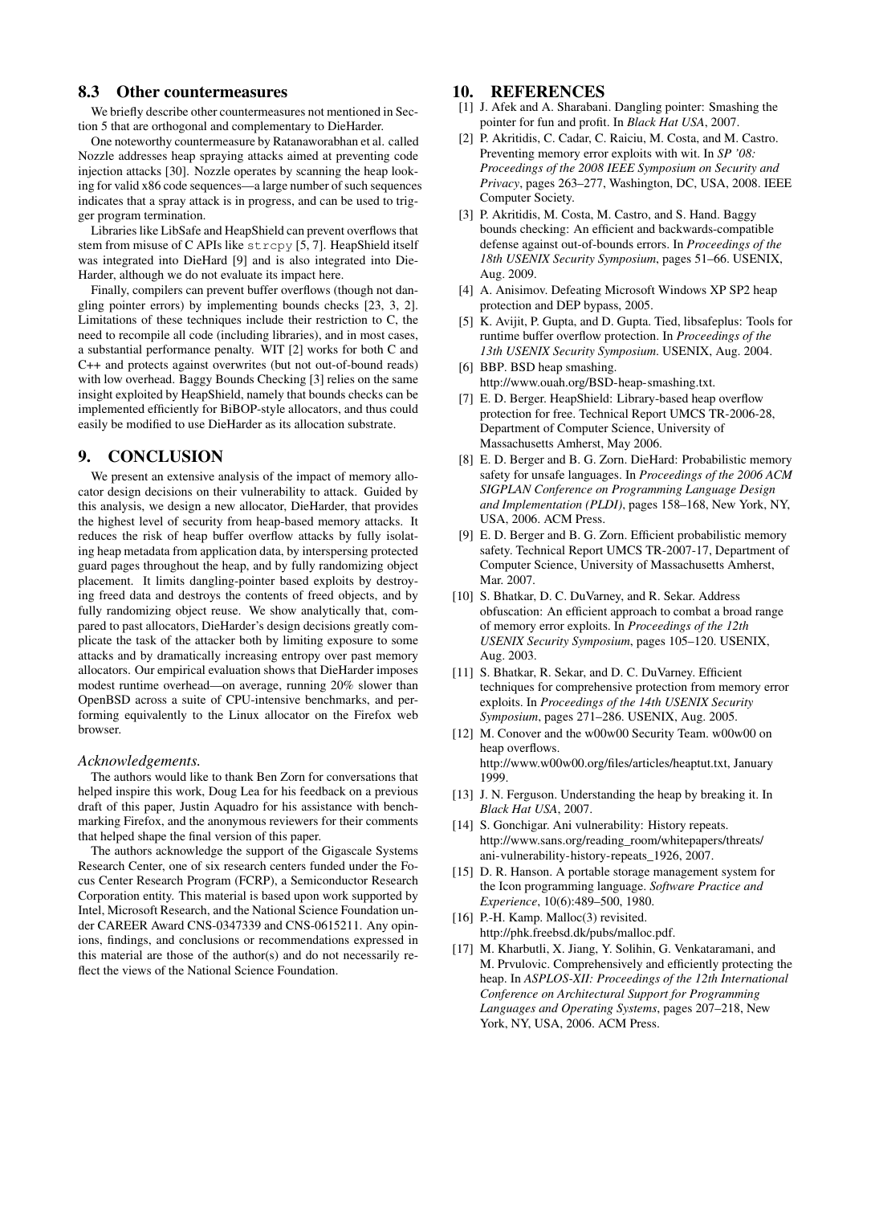### 8.3 Other countermeasures

We briefly describe other countermeasures not mentioned in Section 5 that are orthogonal and complementary to DieHarder.

One noteworthy countermeasure by Ratanaworabhan et al. called Nozzle addresses heap spraying attacks aimed at preventing code injection attacks [30]. Nozzle operates by scanning the heap looking for valid x86 code sequences—a large number of such sequences indicates that a spray attack is in progress, and can be used to trigger program termination.

Libraries like LibSafe and HeapShield can prevent overflows that stem from misuse of C APIs like `strcpy` [5, 7]. HeapShield itself was integrated into DieHard [9] and is also integrated into DieHarder, although we do not evaluate its impact here.

Finally, compilers can prevent buffer overflows (though not dangling pointer errors) by implementing bounds checks [23, 3, 2]. Limitations of these techniques include their restriction to C, the need to recompile all code (including libraries), and in most cases, a substantial performance penalty. WIT [2] works for both C and C++ and protects against overwrites (but not out-of-bound reads) with low overhead. Baggy Bounds Checking [3] relies on the same insight exploited by HeapShield, namely that bounds checks can be implemented efficiently for BiBOP-style allocators, and thus could easily be modified to use DieHarder as its allocation substrate.

## 9. CONCLUSION

We present an extensive analysis of the impact of memory allocator design decisions on their vulnerability to attack. Guided by this analysis, we design a new allocator, DieHarder, that provides the highest level of security from heap-based memory attacks. It reduces the risk of heap buffer overflow attacks by fully isolating heap metadata from application data, by interspersing protected guard pages throughout the heap, and by fully randomizing object placement. It limits dangling-pointer based exploits by destroying freed data and destroys the contents of freed objects, and by fully randomizing object reuse. We show analytically that, compared to past allocators, DieHarder's design decisions greatly complicate the task of the attacker both by limiting exposure to some attacks and by dramatically increasing entropy over past memory allocators. Our empirical evaluation shows that DieHarder imposes modest runtime overhead—on average, running 20% slower than OpenBSD across a suite of CPU-intensive benchmarks, and performing equivalently to the Linux allocator on the Firefox web browser.

#### *Acknowledgements.*

The authors would like to thank Ben Zorn for conversations that helped inspire this work, Doug Lea for his feedback on a previous draft of this paper, Justin Aquadro for his assistance with benchmarking Firefox, and the anonymous reviewers for their comments that helped shape the final version of this paper.

The authors acknowledge the support of the Gigascale Systems Research Center, one of six research centers funded under the Focus Center Research Program (FCRP), a Semiconductor Research Corporation entity. This material is based upon work supported by Intel, Microsoft Research, and the National Science Foundation under CAREER Award CNS-0347339 and CNS-0615211. Any opinions, findings, and conclusions or recommendations expressed in this material are those of the author(s) and do not necessarily reflect the views of the National Science Foundation.

## 10. REFERENCES

[1] J. Afek and A. Sharabani. Dangling pointer: Smashing the pointer for fun and profit. In *Black Hat USA*, 2007.

[2] P. Akritidis, C. Cadar, C. Raiciu, M. Costa, and M. Castro. Preventing memory error exploits with wit. In *SP '08: Proceedings of the 2008 IEEE Symposium on Security and Privacy*, pages 263–277, Washington, DC, USA, 2008. IEEE Computer Society.

[3] P. Akritidis, M. Costa, M. Castro, and S. Hand. Baggy bounds checking: An efficient and backwards-compatible defense against out-of-bounds errors. In *Proceedings of the 18th USENIX Security Symposium*, pages 51–66. USENIX, Aug. 2009.

[4] A. Anisimov. Defeating Microsoft Windows XP SP2 heap protection and DEP bypass, 2005.

[5] K. Avijit, P. Gupta, and D. Gupta. Tied, libsafeplus: Tools for runtime buffer overflow protection. In *Proceedings of the 13th USENIX Security Symposium*. USENIX, Aug. 2004.

[6] BBP. BSD heap smashing. http://www.ouah.org/BSD-heap-smashing.txt.

[7] E. D. Berger. HeapShield: Library-based heap overflow protection for free. Technical Report UMCS TR-2006-28, Department of Computer Science, University of Massachusetts Amherst, May 2006.

[8] E. D. Berger and B. G. Zorn. DieHard: Probabilistic memory safety for unsafe languages. In *Proceedings of the 2006 ACM SIGPLAN Conference on Programming Language Design and Implementation (PLDI)*, pages 158–168, New York, NY, USA, 2006. ACM Press.

[9] E. D. Berger and B. G. Zorn. Efficient probabilistic memory safety. Technical Report UMCS TR-2007-17, Department of Computer Science, University of Massachusetts Amherst, Mar. 2007.

[10] S. Bhatkar, D. C. DuVarney, and R. Sekar. Address obfuscation: An efficient approach to combat a broad range of memory error exploits. In *Proceedings of the 12th USENIX Security Symposium*, pages 105–120. USENIX, Aug. 2003.

[11] S. Bhatkar, R. Sekar, and D. C. DuVarney. Efficient techniques for comprehensive protection from memory error exploits. In *Proceedings of the 14th USENIX Security Symposium*, pages 271–286. USENIX, Aug. 2005.

[12] M. Conover and the w00w00 Security Team. w00w00 on heap overflows. http://www.w00w00.org/files/articles/heaptut.txt, January 1999.

[13] J. N. Ferguson. Understanding the heap by breaking it. In *Black Hat USA*, 2007.

[14] S. Gonchigar. Ani vulnerability: History repeats. http://www.sans.org/reading_room/whitepapers/threats/ani-vulnerability-history-repeats_1926, 2007.

[15] D. R. Hanson. A portable storage management system for the Icon programming language. *Software Practice and Experience*, 10(6):489–500, 1980.

[16] P.-H. Kamp. Malloc(3) revisited. http://phk.freebsd.dk/pubs/malloc.pdf.

[17] M. Kharbutli, X. Jiang, Y. Solihin, G. Venkataramani, and M. Prvulovic. Comprehensively and efficiently protecting the heap. In *ASPLOS-XII: Proceedings of the 12th International Conference on Architectural Support for Programming Languages and Operating Systems*, pages 207–218, New York, NY, USA, 2006. ACM Press.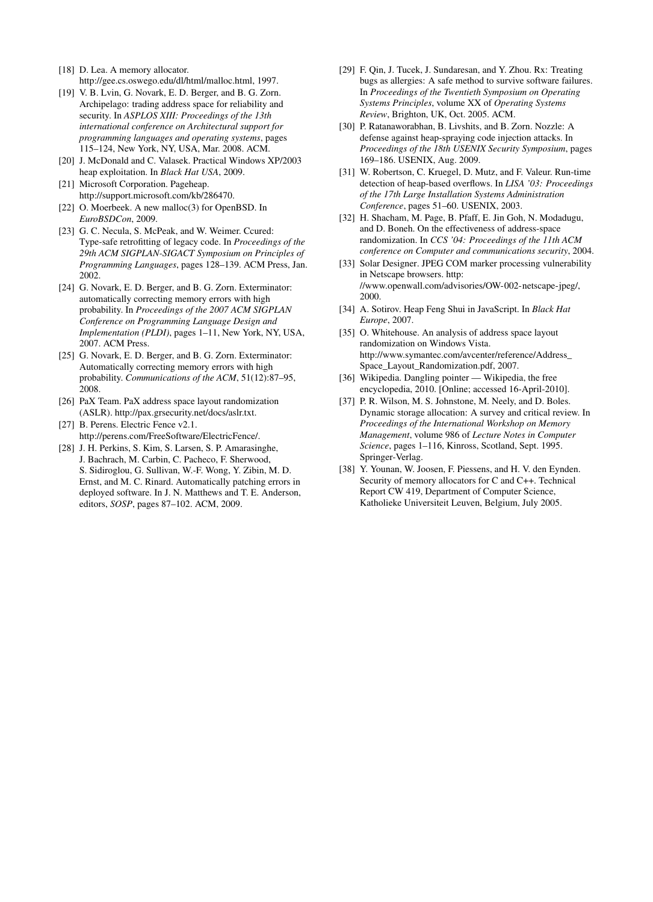[18] D. Lea. A memory allocator. http://gee.cs.oswego.edu/dl/html/malloc.html, 1997.

[19] V. B. Lvin, G. Novark, E. D. Berger, and B. G. Zorn. Archipelago: trading address space for reliability and security. In *ASPLOS XIII: Proceedings of the 13th international conference on Architectural support for programming languages and operating systems*, pages 115–124, New York, NY, USA, Mar. 2008. ACM.

[20] J. McDonald and C. Valasek. Practical Windows XP/2003 heap exploitation. In *Black Hat USA*, 2009.

[21] Microsoft Corporation. Pageheap. http://support.microsoft.com/kb/286470.

[22] O. Moerbeek. A new malloc(3) for OpenBSD. In *EuroBSDCon*, 2009.

[23] G. C. Necula, S. McPeak, and W. Weimer. Ccured: Type-safe retrofitting of legacy code. In *Proceedings of the 29th ACM SIGPLAN-SIGACT Symposium on Principles of Programming Languages*, pages 128–139. ACM Press, Jan. 2002.

[24] G. Novark, E. D. Berger, and B. G. Zorn. Exterminator: automatically correcting memory errors with high probability. In *Proceedings of the 2007 ACM SIGPLAN Conference on Programming Language Design and Implementation (PLDI)*, pages 1–11, New York, NY, USA, 2007. ACM Press.

[25] G. Novark, E. D. Berger, and B. G. Zorn. Exterminator: Automatically correcting memory errors with high probability. *Communications of the ACM*, 51(12):87–95, 2008.

[26] PaX Team. PaX address space layout randomization (ASLR). http://pax.grsecurity.net/docs/aslr.txt.

[27] B. Perens. Electric Fence v2.1. http://perens.com/FreeSoftware/ElectricFence/.

[28] J. H. Perkins, S. Kim, S. Larsen, S. P. Amarasinghe, J. Bachrach, M. Carbin, C. Pacheco, F. Sherwood, S. Sidiroglou, G. Sullivan, W.-F. Wong, Y. Zibin, M. D. Ernst, and M. C. Rinard. Automatically patching errors in deployed software. In J. N. Matthews and T. E. Anderson, editors, *SOSP*, pages 87–102. ACM, 2009.

[29] F. Qin, J. Tucek, J. Sundaresan, and Y. Zhou. Rx: Treating bugs as allergies: A safe method to survive software failures. In *Proceedings of the Twentieth Symposium on Operating Systems Principles*, volume XX of *Operating Systems Review*, Brighton, UK, Oct. 2005. ACM.

[30] P. Ratanaworabhan, B. Livshits, and B. Zorn. Nozzle: A defense against heap-spraying code injection attacks. In *Proceedings of the 18th USENIX Security Symposium*, pages 169–186. USENIX, Aug. 2009.

[31] W. Robertson, C. Kruegel, D. Mutz, and F. Valeur. Run-time detection of heap-based overflows. In *LISA '03: Proceedings of the 17th Large Installation Systems Administration Conference*, pages 51–60. USENIX, 2003.

[32] H. Shacham, M. Page, B. Pfaff, E. Jin Goh, N. Modadugu, and D. Boneh. On the effectiveness of address-space randomization. In *CCS '04: Proceedings of the 11th ACM conference on Computer and communications security*, 2004.

[33] Solar Designer. JPEG COM marker processing vulnerability in Netscape browsers. http: //www.openwall.com/advisories/OW-002-netscape-jpeg/, 2000.

[34] A. Sotirov. Heap Feng Shui in JavaScript. In *Black Hat Europe*, 2007.

[35] O. Whitehouse. An analysis of address space layout randomization on Windows Vista. http://www.symantec.com/avcenter/reference/Address_Space_Layout_Randomization.pdf, 2007.

[36] Wikipedia. Dangling pointer — Wikipedia, the free encyclopedia, 2010. [Online; accessed 16-April-2010].

[37] P. R. Wilson, M. S. Johnstone, M. Neely, and D. Boles. Dynamic storage allocation: A survey and critical review. In *Proceedings of the International Workshop on Memory Management*, volume 986 of *Lecture Notes in Computer Science*, pages 1–116, Kinross, Scotland, Sept. 1995. Springer-Verlag.

[38] Y. Younan, W. Joosen, F. Piessens, and H. V. den Eynden. Security of memory allocators for C and C++. Technical Report CW 419, Department of Computer Science, Katholieke Universiteit Leuven, Belgium, July 2005.